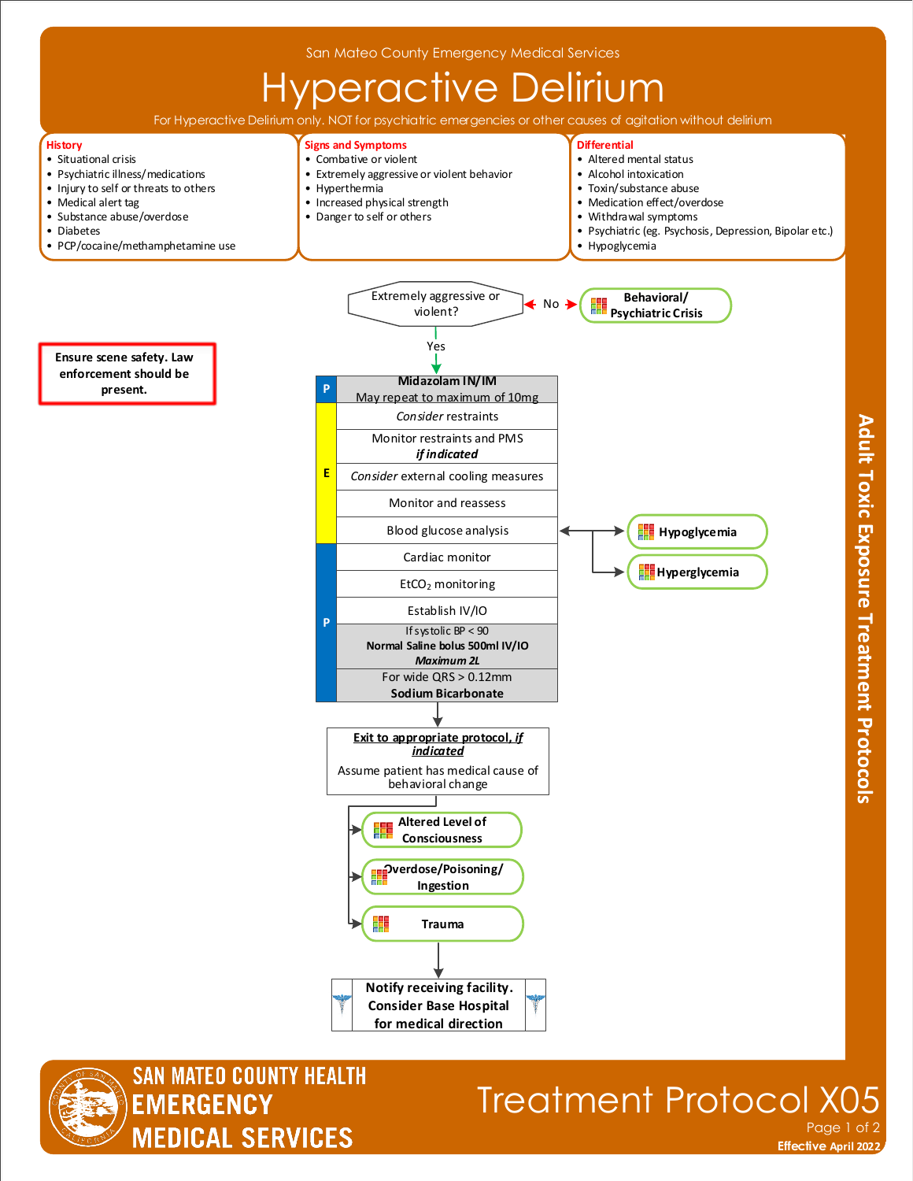San Mateo County Emergency Medical Services

# Hyperactive Delirium

For Hyperactive Delirium only. NOT for psychiatric emergencies or other causes of agitation without delirium

### History
- Situational crisis
- Psychiatric illness/medications
- Injury to self or threats to others
- Medical alert tag
- Substance abuse/overdose
- Diabetes
- PCP/cocaine/methamphetamine use

### Signs and Symptoms
- Combative or violent
- Extremely aggressive or violent behavior
- Hyperthermia
- Increased physical strength
- Danger to self or others

### Differential
- Altered mental status
- Alcohol intoxication
- Toxin/substance abuse
- Medication effect/overdose
- Withdrawal symptoms
- Psychiatric (eg. Psychosis, Depression, Bipolar etc.)
- Hypoglycemia

**Ensure scene safety. Law enforcement should be present.**

Extremely aggressive or violent?
- No → **Behavioral/ Psychiatric Crisis**
- Yes ↓

| Level | Intervention |
|---|---|
| P | **Midazolam IN/IM** May repeat to maximum of 10mg |
| E | *Consider* restraints |
| E | Monitor restraints and PMS *if indicated* |
| E | *Consider* external cooling measures |
| E | Monitor and reassess |
| E | Blood glucose analysis → **Hypoglycemia** / **Hyperglycemia** |
| P | Cardiac monitor |
| P | $EtCO_2$ monitoring |
| P | Establish IV/IO |
| P | If systolic BP < 90 **Normal Saline bolus 500ml IV/IO** ***Maximum 2L*** |
| P | For wide QRS > 0.12mm **Sodium Bicarbonate** |

↓

**Exit to appropriate protocol, *if indicated***

Assume patient has medical cause of behavioral change

- **Altered Level of Consciousness**
- **Overdose/Poisoning/ Ingestion**
- **Trauma**

↓

**Notify receiving facility. Consider Base Hospital for medical direction**

Adult Toxic Exposure Treatment Protocols

SAN MATEO COUNTY HEALTH EMERGENCY MEDICAL SERVICES

Treatment Protocol X05

Effective April 2022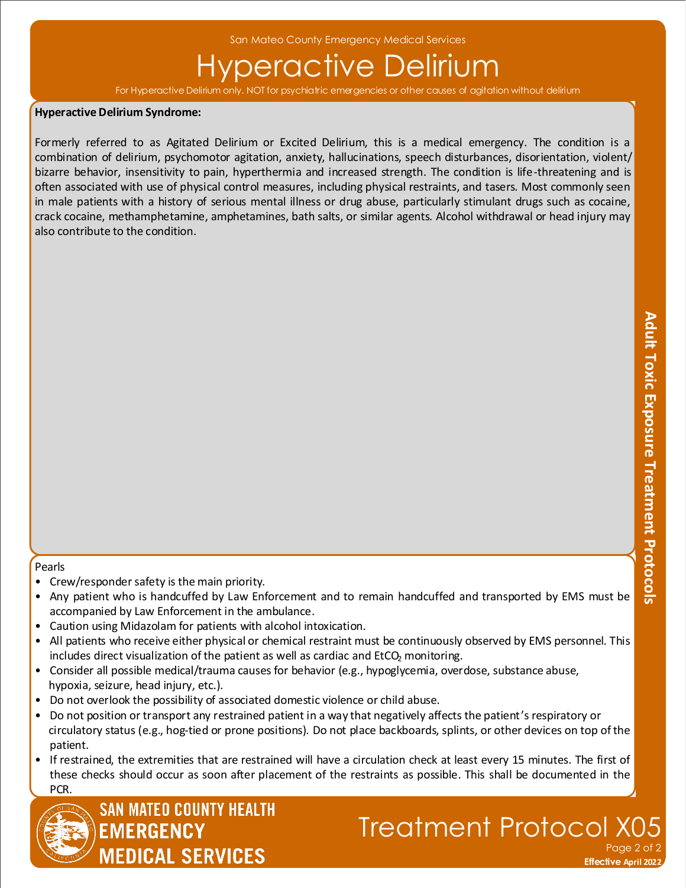San Mateo County Emergency Medical Services

# Hyperactive Delirium

For Hyperactive Delirium only. NOT for psychiatric emergencies or other causes of agitation without delirium

**Hyperactive Delirium Syndrome:**

Formerly referred to as Agitated Delirium or Excited Delirium, this is a medical emergency. The condition is a combination of delirium, psychomotor agitation, anxiety, hallucinations, speech disturbances, disorientation, violent/ bizarre behavior, insensitivity to pain, hyperthermia and increased strength. The condition is life-threatening and is often associated with use of physical control measures, including physical restraints, and tasers. Most commonly seen in male patients with a history of serious mental illness or drug abuse, particularly stimulant drugs such as cocaine, crack cocaine, methamphetamine, amphetamines, bath salts, or similar agents. Alcohol withdrawal or head injury may also contribute to the condition.

Pearls

- Crew/responder safety is the main priority.
- Any patient who is handcuffed by Law Enforcement and to remain handcuffed and transported by EMS must be accompanied by Law Enforcement in the ambulance.
- Caution using Midazolam for patients with alcohol intoxication.
- All patients who receive either physical or chemical restraint must be continuously observed by EMS personnel. This includes direct visualization of the patient as well as cardiac and $EtCO_2$ monitoring.
- Consider all possible medical/trauma causes for behavior (e.g., hypoglycemia, overdose, substance abuse, hypoxia, seizure, head injury, etc.).
- Do not overlook the possibility of associated domestic violence or child abuse.
- Do not position or transport any restrained patient in a way that negatively affects the patient's respiratory or circulatory status (e.g., hog-tied or prone positions). Do not place backboards, splints, or other devices on top of the patient.
- If restrained, the extremities that are restrained will have a circulation check at least every 15 minutes. The first of these checks should occur as soon after placement of the restraints as possible. This shall be documented in the PCR.

Adult Toxic Exposure Treatment Protocols

SAN MATEO COUNTY HEALTH EMERGENCY MEDICAL SERVICES

Treatment Protocol X05

Effective April 2022